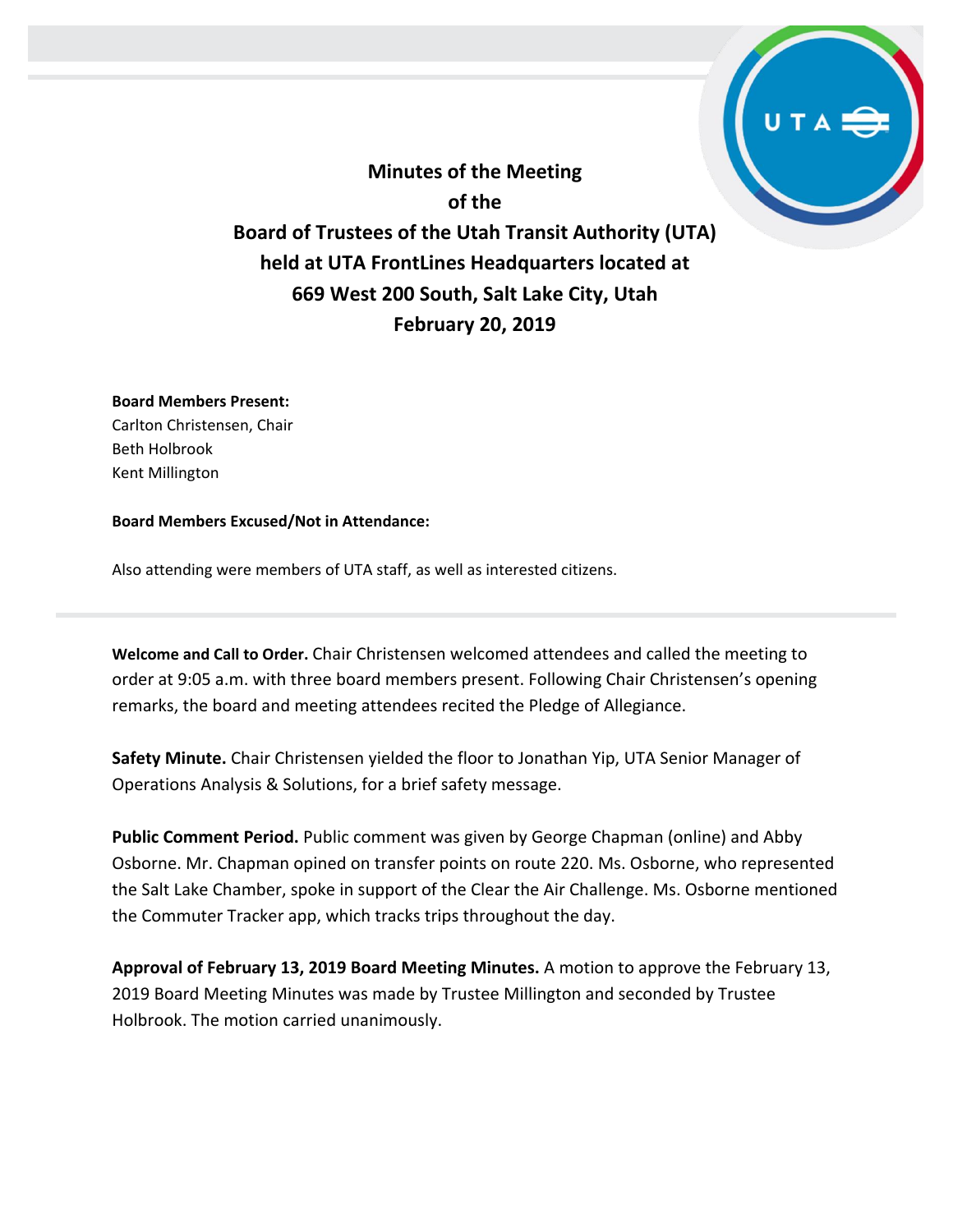# Minutes of the Meeting of the Board of Trustees of the Utah Transit Authority (UTA) held at UTA FrontLines Headquarters located at 669 West 200 South, Salt Lake City, Utah February 20, 2019

**Board Members Present:**
Carlton Christensen, Chair
Beth Holbrook
Kent Millington

**Board Members Excused/Not in Attendance:**

Also attending were members of UTA staff, as well as interested citizens.

**Welcome and Call to Order.** Chair Christensen welcomed attendees and called the meeting to order at 9:05 a.m. with three board members present. Following Chair Christensen's opening remarks, the board and meeting attendees recited the Pledge of Allegiance.

**Safety Minute.** Chair Christensen yielded the floor to Jonathan Yip, UTA Senior Manager of Operations Analysis & Solutions, for a brief safety message.

**Public Comment Period.** Public comment was given by George Chapman (online) and Abby Osborne. Mr. Chapman opined on transfer points on route 220. Ms. Osborne, who represented the Salt Lake Chamber, spoke in support of the Clear the Air Challenge. Ms. Osborne mentioned the Commuter Tracker app, which tracks trips throughout the day.

**Approval of February 13, 2019 Board Meeting Minutes.** A motion to approve the February 13, 2019 Board Meeting Minutes was made by Trustee Millington and seconded by Trustee Holbrook. The motion carried unanimously.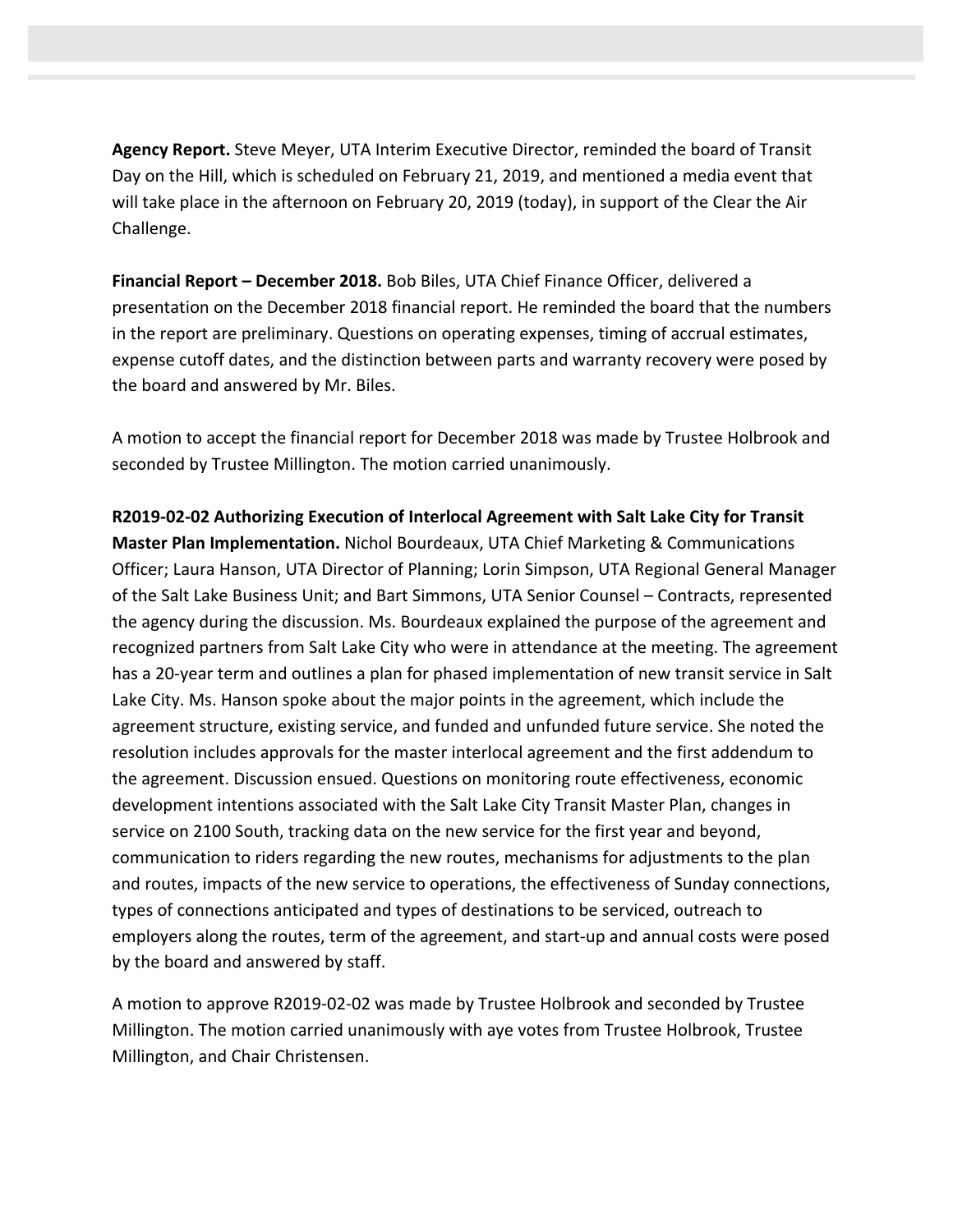**Agency Report.** Steve Meyer, UTA Interim Executive Director, reminded the board of Transit Day on the Hill, which is scheduled on February 21, 2019, and mentioned a media event that will take place in the afternoon on February 20, 2019 (today), in support of the Clear the Air Challenge.

**Financial Report – December 2018.** Bob Biles, UTA Chief Finance Officer, delivered a presentation on the December 2018 financial report. He reminded the board that the numbers in the report are preliminary. Questions on operating expenses, timing of accrual estimates, expense cutoff dates, and the distinction between parts and warranty recovery were posed by the board and answered by Mr. Biles.

A motion to accept the financial report for December 2018 was made by Trustee Holbrook and seconded by Trustee Millington. The motion carried unanimously.

**R2019-02-02 Authorizing Execution of Interlocal Agreement with Salt Lake City for Transit Master Plan Implementation.** Nichol Bourdeaux, UTA Chief Marketing & Communications Officer; Laura Hanson, UTA Director of Planning; Lorin Simpson, UTA Regional General Manager of the Salt Lake Business Unit; and Bart Simmons, UTA Senior Counsel – Contracts, represented the agency during the discussion. Ms. Bourdeaux explained the purpose of the agreement and recognized partners from Salt Lake City who were in attendance at the meeting. The agreement has a 20-year term and outlines a plan for phased implementation of new transit service in Salt Lake City. Ms. Hanson spoke about the major points in the agreement, which include the agreement structure, existing service, and funded and unfunded future service. She noted the resolution includes approvals for the master interlocal agreement and the first addendum to the agreement. Discussion ensued. Questions on monitoring route effectiveness, economic development intentions associated with the Salt Lake City Transit Master Plan, changes in service on 2100 South, tracking data on the new service for the first year and beyond, communication to riders regarding the new routes, mechanisms for adjustments to the plan and routes, impacts of the new service to operations, the effectiveness of Sunday connections, types of connections anticipated and types of destinations to be serviced, outreach to employers along the routes, term of the agreement, and start-up and annual costs were posed by the board and answered by staff.

A motion to approve R2019-02-02 was made by Trustee Holbrook and seconded by Trustee Millington. The motion carried unanimously with aye votes from Trustee Holbrook, Trustee Millington, and Chair Christensen.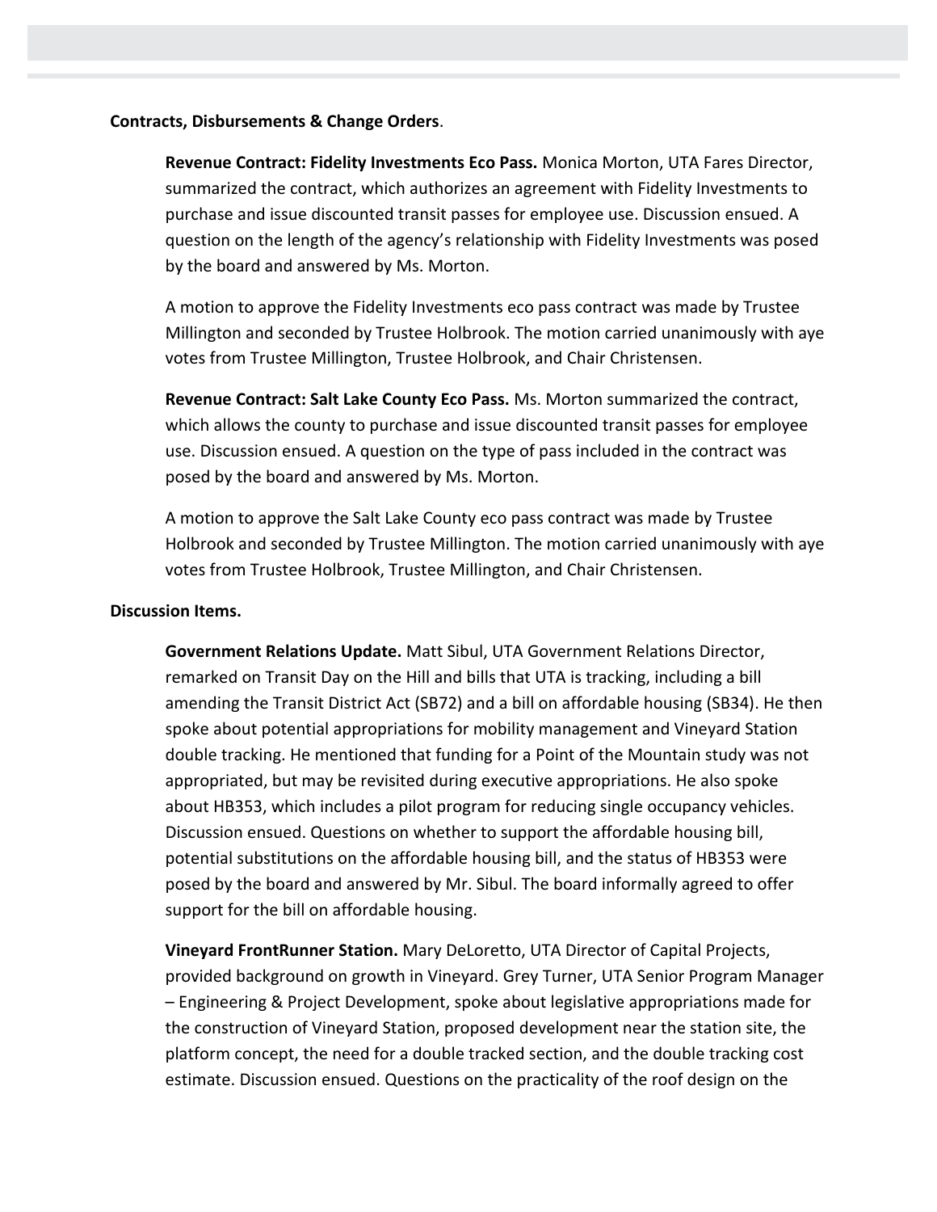**Contracts, Disbursements & Change Orders**.

**Revenue Contract: Fidelity Investments Eco Pass.** Monica Morton, UTA Fares Director, summarized the contract, which authorizes an agreement with Fidelity Investments to purchase and issue discounted transit passes for employee use. Discussion ensued. A question on the length of the agency's relationship with Fidelity Investments was posed by the board and answered by Ms. Morton.

A motion to approve the Fidelity Investments eco pass contract was made by Trustee Millington and seconded by Trustee Holbrook. The motion carried unanimously with aye votes from Trustee Millington, Trustee Holbrook, and Chair Christensen.

**Revenue Contract: Salt Lake County Eco Pass.** Ms. Morton summarized the contract, which allows the county to purchase and issue discounted transit passes for employee use. Discussion ensued. A question on the type of pass included in the contract was posed by the board and answered by Ms. Morton.

A motion to approve the Salt Lake County eco pass contract was made by Trustee Holbrook and seconded by Trustee Millington. The motion carried unanimously with aye votes from Trustee Holbrook, Trustee Millington, and Chair Christensen.

**Discussion Items.**

**Government Relations Update.** Matt Sibul, UTA Government Relations Director, remarked on Transit Day on the Hill and bills that UTA is tracking, including a bill amending the Transit District Act (SB72) and a bill on affordable housing (SB34). He then spoke about potential appropriations for mobility management and Vineyard Station double tracking. He mentioned that funding for a Point of the Mountain study was not appropriated, but may be revisited during executive appropriations. He also spoke about HB353, which includes a pilot program for reducing single occupancy vehicles. Discussion ensued. Questions on whether to support the affordable housing bill, potential substitutions on the affordable housing bill, and the status of HB353 were posed by the board and answered by Mr. Sibul. The board informally agreed to offer support for the bill on affordable housing.

**Vineyard FrontRunner Station.** Mary DeLoretto, UTA Director of Capital Projects, provided background on growth in Vineyard. Grey Turner, UTA Senior Program Manager – Engineering & Project Development, spoke about legislative appropriations made for the construction of Vineyard Station, proposed development near the station site, the platform concept, the need for a double tracked section, and the double tracking cost estimate. Discussion ensued. Questions on the practicality of the roof design on the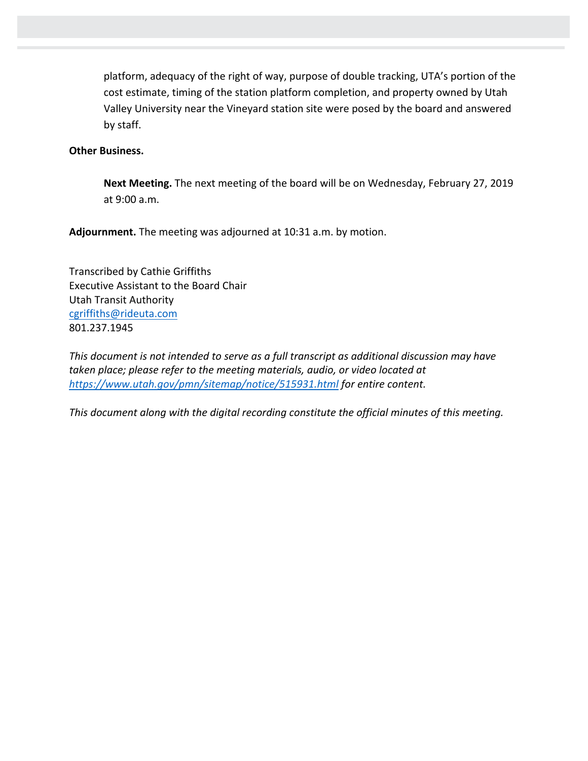platform, adequacy of the right of way, purpose of double tracking, UTA's portion of the cost estimate, timing of the station platform completion, and property owned by Utah Valley University near the Vineyard station site were posed by the board and answered by staff.

**Other Business.**

**Next Meeting.** The next meeting of the board will be on Wednesday, February 27, 2019 at 9:00 a.m.

**Adjournment.** The meeting was adjourned at 10:31 a.m. by motion.

Transcribed by Cathie Griffiths
Executive Assistant to the Board Chair
Utah Transit Authority
cgriffiths@rideuta.com
801.237.1945

*This document is not intended to serve as a full transcript as additional discussion may have taken place; please refer to the meeting materials, audio, or video located at https://www.utah.gov/pmn/sitemap/notice/515931.html for entire content.*

*This document along with the digital recording constitute the official minutes of this meeting.*